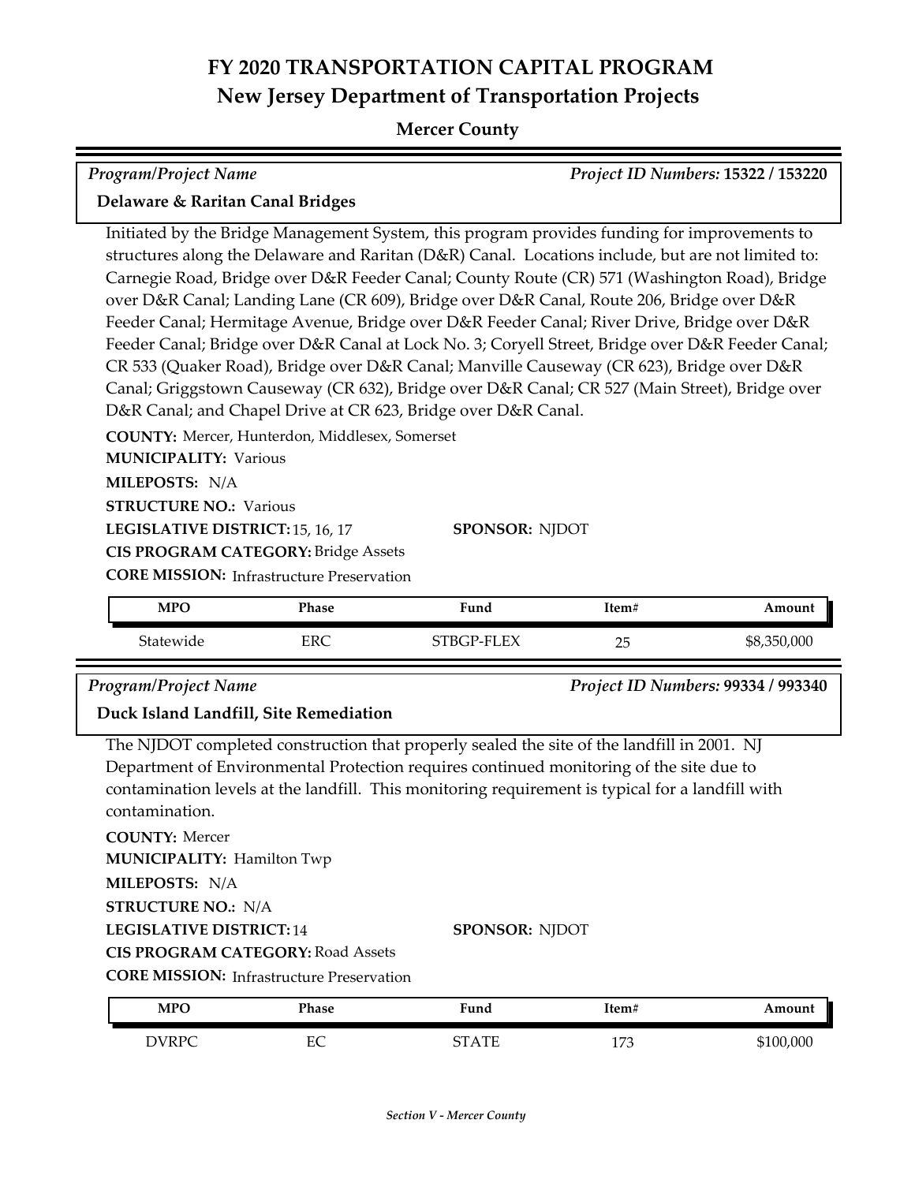# FY 2020 TRANSPORTATION CAPITAL PROGRAM
## New Jersey Department of Transportation Projects

### Mercer County

*Program/Project Name* — *Project ID Numbers:* **15322 / 153220**

**Delaware & Raritan Canal Bridges**

Initiated by the Bridge Management System, this program provides funding for improvements to structures along the Delaware and Raritan (D&R) Canal. Locations include, but are not limited to: Carnegie Road, Bridge over D&R Feeder Canal; County Route (CR) 571 (Washington Road), Bridge over D&R Canal; Landing Lane (CR 609), Bridge over D&R Canal, Route 206, Bridge over D&R Feeder Canal; Hermitage Avenue, Bridge over D&R Feeder Canal; River Drive, Bridge over D&R Feeder Canal; Bridge over D&R Canal at Lock No. 3; Coryell Street, Bridge over D&R Feeder Canal; CR 533 (Quaker Road), Bridge over D&R Canal; Manville Causeway (CR 623), Bridge over D&R Canal; Griggstown Causeway (CR 632), Bridge over D&R Canal; CR 527 (Main Street), Bridge over D&R Canal; and Chapel Drive at CR 623, Bridge over D&R Canal.

**COUNTY:** Mercer, Hunterdon, Middlesex, Somerset
**MUNICIPALITY:** Various
**MILEPOSTS:** N/A
**STRUCTURE NO.:** Various
**LEGISLATIVE DISTRICT:** 15, 16, 17
**SPONSOR:** NJDOT
**CIS PROGRAM CATEGORY:** Bridge Assets
**CORE MISSION:** Infrastructure Preservation

| MPO | Phase | Fund | Item# | Amount |
|---|---|---|---|---|
| Statewide | ERC | STBGP-FLEX | 25 | $8,350,000 |

*Program/Project Name* — *Project ID Numbers:* **99334 / 993340**

**Duck Island Landfill, Site Remediation**

The NJDOT completed construction that properly sealed the site of the landfill in 2001. NJ Department of Environmental Protection requires continued monitoring of the site due to contamination levels at the landfill. This monitoring requirement is typical for a landfill with contamination.

**COUNTY:** Mercer
**MUNICIPALITY:** Hamilton Twp
**MILEPOSTS:** N/A
**STRUCTURE NO.:** N/A
**LEGISLATIVE DISTRICT:** 14
**SPONSOR:** NJDOT
**CIS PROGRAM CATEGORY:** Road Assets
**CORE MISSION:** Infrastructure Preservation

| MPO | Phase | Fund | Item# | Amount |
|---|---|---|---|---|
| DVRPC | EC | STATE | 173 | $100,000 |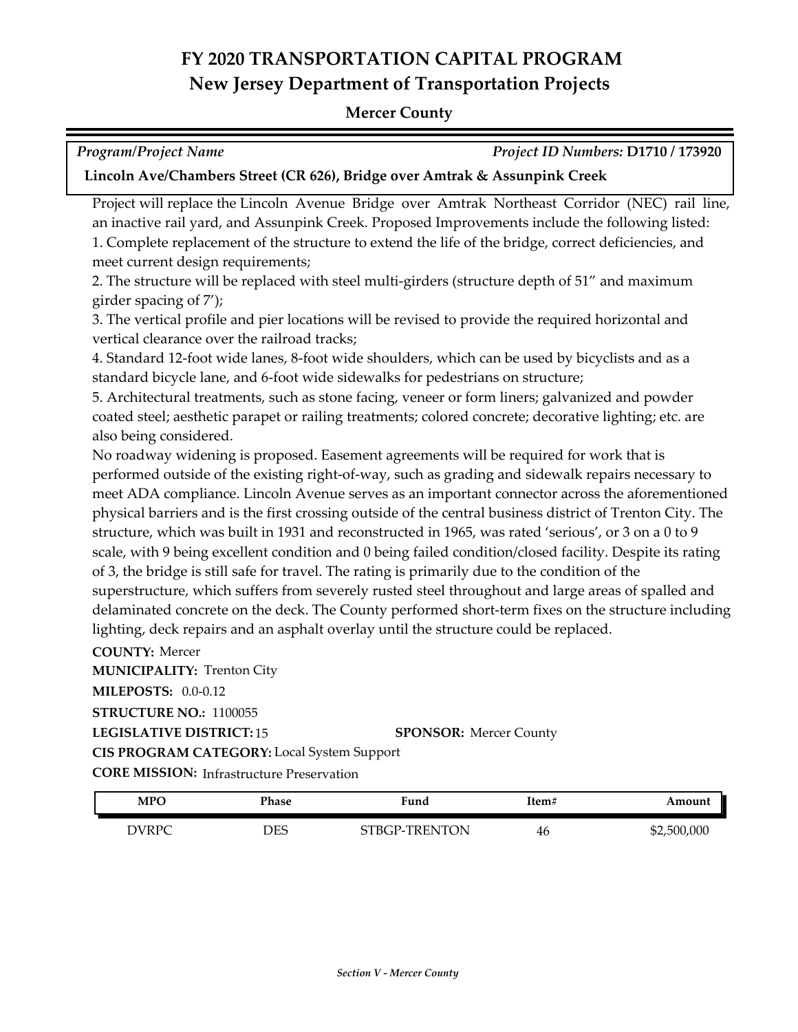# FY 2020 TRANSPORTATION CAPITAL PROGRAM

## New Jersey Department of Transportation Projects

### Mercer County

*Program/Project Name* *Project ID Numbers:* **D1710 / 173920**

**Lincoln Ave/Chambers Street (CR 626), Bridge over Amtrak & Assunpink Creek**

Project will replace the Lincoln Avenue Bridge over Amtrak Northeast Corridor (NEC) rail line, an inactive rail yard, and Assunpink Creek. Proposed Improvements include the following listed:

1. Complete replacement of the structure to extend the life of the bridge, correct deficiencies, and meet current design requirements;
2. The structure will be replaced with steel multi-girders (structure depth of 51" and maximum girder spacing of 7');
3. The vertical profile and pier locations will be revised to provide the required horizontal and vertical clearance over the railroad tracks;
4. Standard 12-foot wide lanes, 8-foot wide shoulders, which can be used by bicyclists and as a standard bicycle lane, and 6-foot wide sidewalks for pedestrians on structure;
5. Architectural treatments, such as stone facing, veneer or form liners; galvanized and powder coated steel; aesthetic parapet or railing treatments; colored concrete; decorative lighting; etc. are also being considered.

No roadway widening is proposed. Easement agreements will be required for work that is performed outside of the existing right-of-way, such as grading and sidewalk repairs necessary to meet ADA compliance. Lincoln Avenue serves as an important connector across the aforementioned physical barriers and is the first crossing outside of the central business district of Trenton City. The structure, which was built in 1931 and reconstructed in 1965, was rated 'serious', or 3 on a 0 to 9 scale, with 9 being excellent condition and 0 being failed condition/closed facility. Despite its rating of 3, the bridge is still safe for travel. The rating is primarily due to the condition of the superstructure, which suffers from severely rusted steel throughout and large areas of spalled and delaminated concrete on the deck. The County performed short-term fixes on the structure including lighting, deck repairs and an asphalt overlay until the structure could be replaced.

**COUNTY:** Mercer
**MUNICIPALITY:** Trenton City
**MILEPOSTS:** 0.0-0.12
**STRUCTURE NO.:** 1100055
**LEGISLATIVE DISTRICT:** 15 **SPONSOR:** Mercer County
**CIS PROGRAM CATEGORY:** Local System Support
**CORE MISSION:** Infrastructure Preservation

| MPO | Phase | Fund | Item# | Amount |
|---|---|---|---|---|
| DVRPC | DES | STBGP-TRENTON | 46 | $2,500,000 |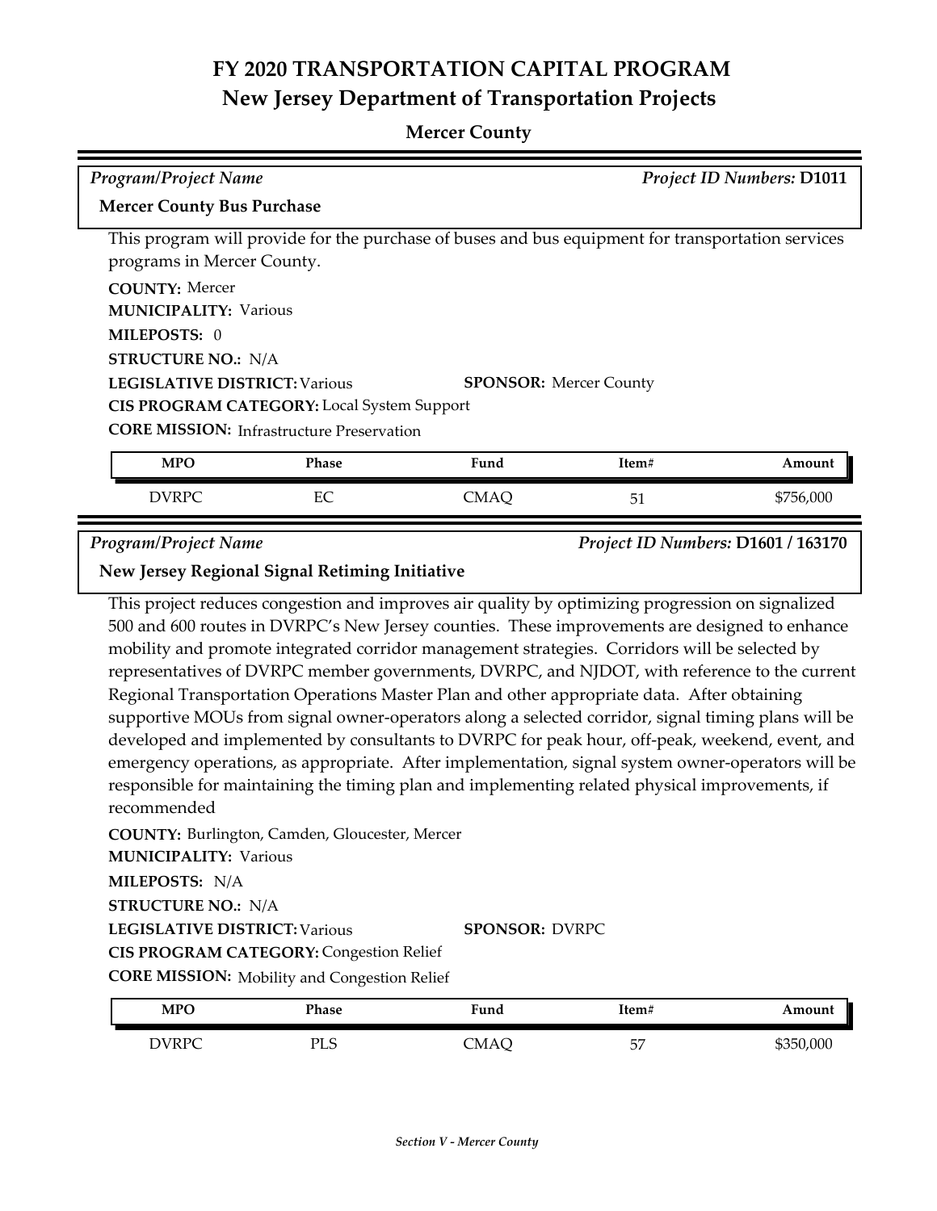# FY 2020 TRANSPORTATION CAPITAL PROGRAM

## New Jersey Department of Transportation Projects

### Mercer County

*Program/Project Name* — *Project ID Numbers:* **D1011**

**Mercer County Bus Purchase**

This program will provide for the purchase of buses and bus equipment for transportation services programs in Mercer County.

**COUNTY:** Mercer
**MUNICIPALITY:** Various
**MILEPOSTS:** 0
**STRUCTURE NO.:** N/A
**LEGISLATIVE DISTRICT:** Various
**SPONSOR:** Mercer County
**CIS PROGRAM CATEGORY:** Local System Support
**CORE MISSION:** Infrastructure Preservation

| MPO | Phase | Fund | Item# | Amount |
|---|---|---|---|---|
| DVRPC | EC | CMAQ | 51 | $756,000 |

*Program/Project Name* — *Project ID Numbers:* **D1601 / 163170**

**New Jersey Regional Signal Retiming Initiative**

This project reduces congestion and improves air quality by optimizing progression on signalized 500 and 600 routes in DVRPC's New Jersey counties. These improvements are designed to enhance mobility and promote integrated corridor management strategies. Corridors will be selected by representatives of DVRPC member governments, DVRPC, and NJDOT, with reference to the current Regional Transportation Operations Master Plan and other appropriate data. After obtaining supportive MOUs from signal owner-operators along a selected corridor, signal timing plans will be developed and implemented by consultants to DVRPC for peak hour, off-peak, weekend, event, and emergency operations, as appropriate. After implementation, signal system owner-operators will be responsible for maintaining the timing plan and implementing related physical improvements, if recommended

**COUNTY:** Burlington, Camden, Gloucester, Mercer
**MUNICIPALITY:** Various
**MILEPOSTS:** N/A
**STRUCTURE NO.:** N/A
**LEGISLATIVE DISTRICT:** Various
**SPONSOR:** DVRPC
**CIS PROGRAM CATEGORY:** Congestion Relief
**CORE MISSION:** Mobility and Congestion Relief

| MPO | Phase | Fund | Item# | Amount |
|---|---|---|---|---|
| DVRPC | PLS | CMAQ | 57 | $350,000 |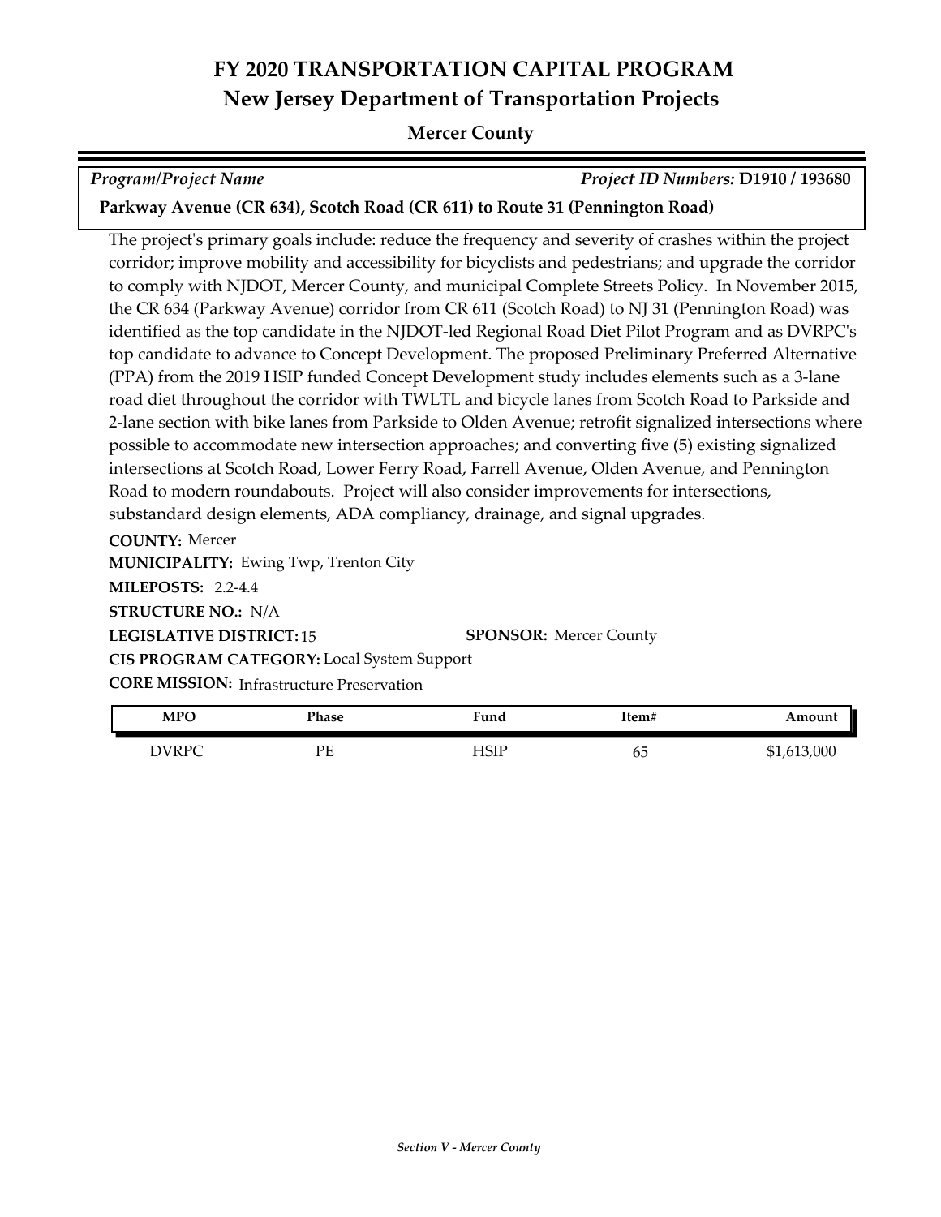# FY 2020 TRANSPORTATION CAPITAL PROGRAM

## New Jersey Department of Transportation Projects

### Mercer County

*Program/Project Name* *Project ID Numbers:* **D1910 / 193680**

**Parkway Avenue (CR 634), Scotch Road (CR 611) to Route 31 (Pennington Road)**

The project's primary goals include: reduce the frequency and severity of crashes within the project corridor; improve mobility and accessibility for bicyclists and pedestrians; and upgrade the corridor to comply with NJDOT, Mercer County, and municipal Complete Streets Policy. In November 2015, the CR 634 (Parkway Avenue) corridor from CR 611 (Scotch Road) to NJ 31 (Pennington Road) was identified as the top candidate in the NJDOT-led Regional Road Diet Pilot Program and as DVRPC's top candidate to advance to Concept Development. The proposed Preliminary Preferred Alternative (PPA) from the 2019 HSIP funded Concept Development study includes elements such as a 3-lane road diet throughout the corridor with TWLTL and bicycle lanes from Scotch Road to Parkside and 2-lane section with bike lanes from Parkside to Olden Avenue; retrofit signalized intersections where possible to accommodate new intersection approaches; and converting five (5) existing signalized intersections at Scotch Road, Lower Ferry Road, Farrell Avenue, Olden Avenue, and Pennington Road to modern roundabouts. Project will also consider improvements for intersections, substandard design elements, ADA compliancy, drainage, and signal upgrades.

**COUNTY:** Mercer

**MUNICIPALITY:** Ewing Twp, Trenton City

**MILEPOSTS:** 2.2-4.4

**STRUCTURE NO.:** N/A

**LEGISLATIVE DISTRICT:** 15 **SPONSOR:** Mercer County

**CIS PROGRAM CATEGORY:** Local System Support

**CORE MISSION:** Infrastructure Preservation

| MPO | Phase | Fund | Item# | Amount |
|---|---|---|---|---|
| DVRPC | PE | HSIP | 65 | $1,613,000 |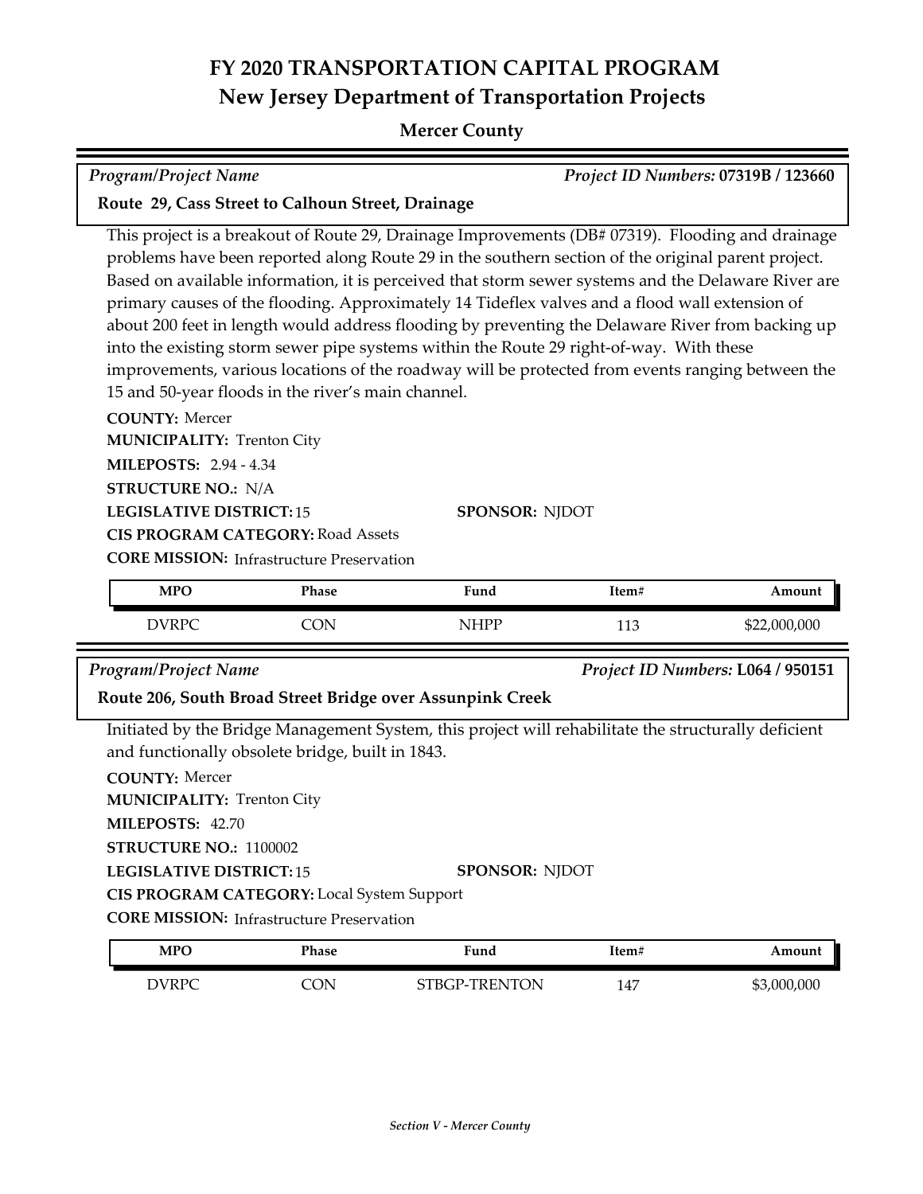# FY 2020 TRANSPORTATION CAPITAL PROGRAM
## New Jersey Department of Transportation Projects

**Mercer County**

*Program/Project Name* — *Project ID Numbers:* **07319B / 123660**

**Route 29, Cass Street to Calhoun Street, Drainage**

This project is a breakout of Route 29, Drainage Improvements (DB# 07319). Flooding and drainage problems have been reported along Route 29 in the southern section of the original parent project. Based on available information, it is perceived that storm sewer systems and the Delaware River are primary causes of the flooding. Approximately 14 Tideflex valves and a flood wall extension of about 200 feet in length would address flooding by preventing the Delaware River from backing up into the existing storm sewer pipe systems within the Route 29 right-of-way. With these improvements, various locations of the roadway will be protected from events ranging between the 15 and 50-year floods in the river's main channel.

**COUNTY:** Mercer
**MUNICIPALITY:** Trenton City
**MILEPOSTS:** 2.94 - 4.34
**STRUCTURE NO.:** N/A
**LEGISLATIVE DISTRICT:** 15
**SPONSOR:** NJDOT
**CIS PROGRAM CATEGORY:** Road Assets
**CORE MISSION:** Infrastructure Preservation

| MPO | Phase | Fund | Item# | Amount |
|---|---|---|---|---|
| DVRPC | CON | NHPP | 113 | $22,000,000 |

*Program/Project Name* — *Project ID Numbers:* **L064 / 950151**

**Route 206, South Broad Street Bridge over Assunpink Creek**

Initiated by the Bridge Management System, this project will rehabilitate the structurally deficient and functionally obsolete bridge, built in 1843.

**COUNTY:** Mercer
**MUNICIPALITY:** Trenton City
**MILEPOSTS:** 42.70
**STRUCTURE NO.:** 1100002
**LEGISLATIVE DISTRICT:** 15
**SPONSOR:** NJDOT
**CIS PROGRAM CATEGORY:** Local System Support
**CORE MISSION:** Infrastructure Preservation

| MPO | Phase | Fund | Item# | Amount |
|---|---|---|---|---|
| DVRPC | CON | STBGP-TRENTON | 147 | $3,000,000 |